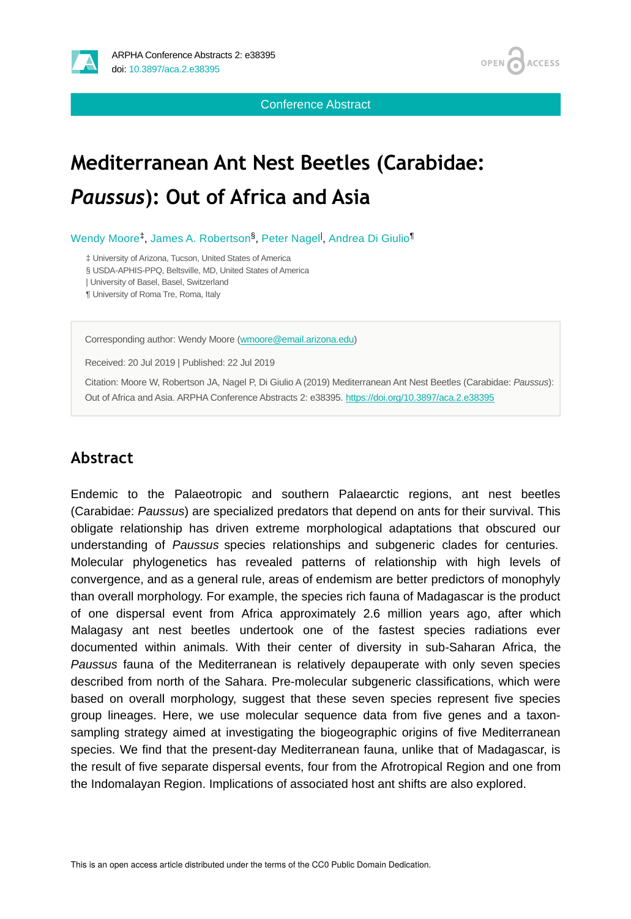Conference Abstract

# Mediterranean Ant Nest Beetles (Carabidae: *Paussus*): Out of Africa and Asia

Wendy Moore[‡], James A. Robertson[§], Peter Nagel[|], Andrea Di Giulio[¶]

‡ University of Arizona, Tucson, United States of America
§ USDA-APHIS-PPQ, Beltsville, MD, United States of America
| University of Basel, Basel, Switzerland
¶ University of Roma Tre, Roma, Italy

Corresponding author: Wendy Moore (wmoore@email.arizona.edu)

Received: 20 Jul 2019 | Published: 22 Jul 2019

Citation: Moore W, Robertson JA, Nagel P, Di Giulio A (2019) Mediterranean Ant Nest Beetles (Carabidae: *Paussus*): Out of Africa and Asia. ARPHA Conference Abstracts 2: e38395. https://doi.org/10.3897/aca.2.e38395

## Abstract

Endemic to the Palaeotropic and southern Palaearctic regions, ant nest beetles (Carabidae: *Paussus*) are specialized predators that depend on ants for their survival. This obligate relationship has driven extreme morphological adaptations that obscured our understanding of *Paussus* species relationships and subgeneric clades for centuries. Molecular phylogenetics has revealed patterns of relationship with high levels of convergence, and as a general rule, areas of endemism are better predictors of monophyly than overall morphology. For example, the species rich fauna of Madagascar is the product of one dispersal event from Africa approximately 2.6 million years ago, after which Malagasy ant nest beetles undertook one of the fastest species radiations ever documented within animals. With their center of diversity in sub-Saharan Africa, the *Paussus* fauna of the Mediterranean is relatively depauperate with only seven species described from north of the Sahara. Pre-molecular subgeneric classifications, which were based on overall morphology, suggest that these seven species represent five species group lineages. Here, we use molecular sequence data from five genes and a taxon-sampling strategy aimed at investigating the biogeographic origins of five Mediterranean species. We find that the present-day Mediterranean fauna, unlike that of Madagascar, is the result of five separate dispersal events, four from the Afrotropical Region and one from the Indomalayan Region. Implications of associated host ant shifts are also explored.

This is an open access article distributed under the terms of the CC0 Public Domain Dedication.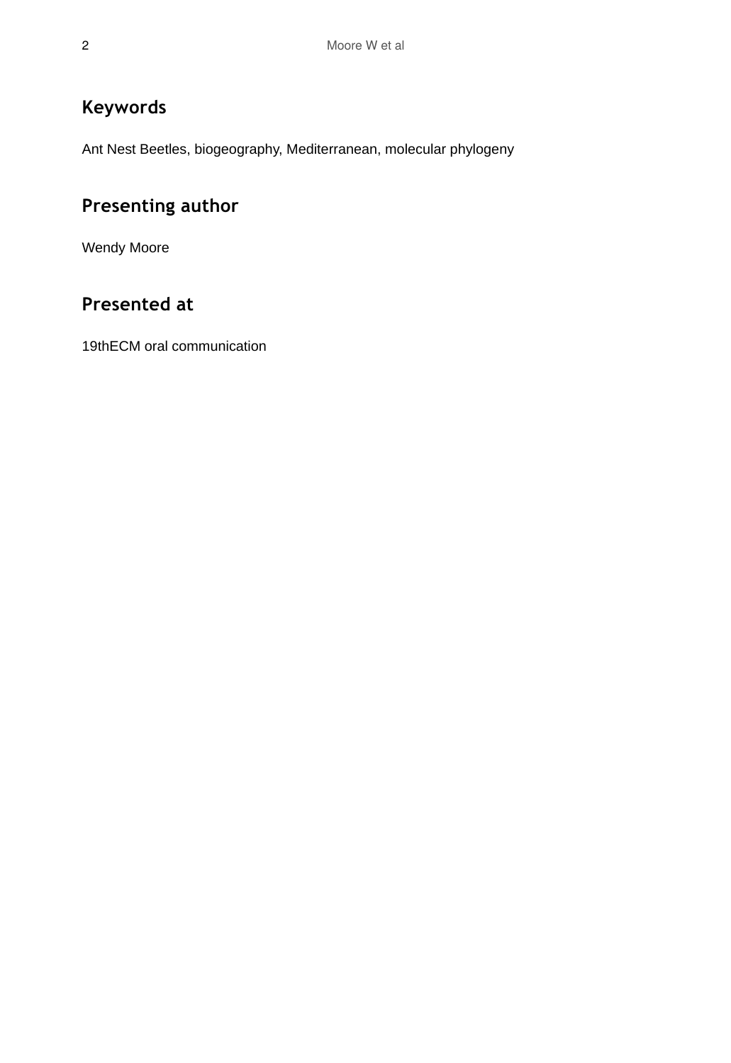## Keywords

Ant Nest Beetles, biogeography, Mediterranean, molecular phylogeny

## Presenting author

Wendy Moore

## Presented at

19thECM oral communication